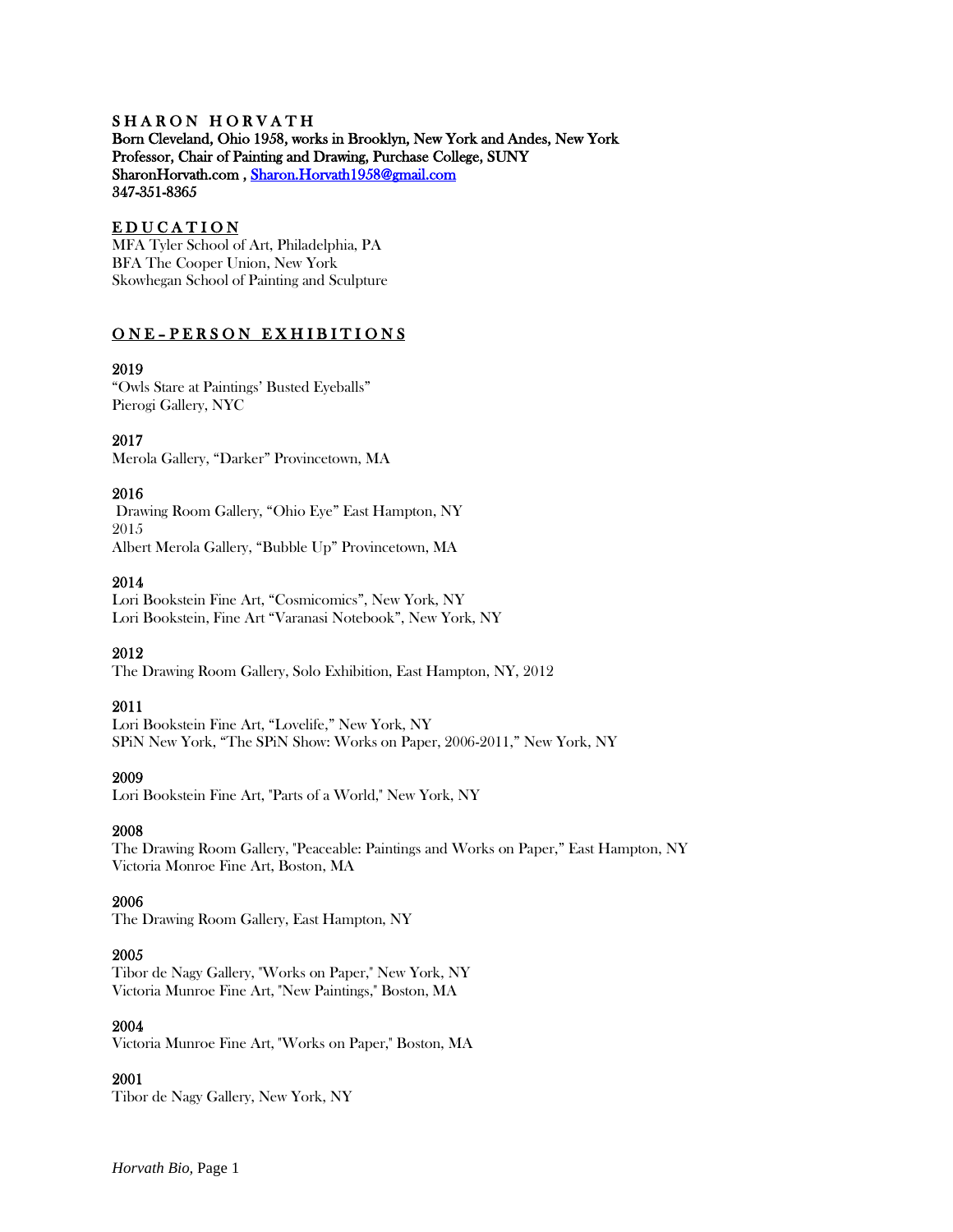# S H A R O N   H O R V A T H

**Born Cleveland, Ohio 1958, works in Brooklyn, New York and Andes, New York**
**Professor, Chair of Painting and Drawing, Purchase College, SUNY**
**SharonHorvath.com , Sharon.Horvath1958@gmail.com**
**347-351-8365**

## E D U C A T I O N

MFA Tyler School of Art, Philadelphia, PA
BFA The Cooper Union, New York
Skowhegan School of Painting and Sculpture

## O N E – P E R S O N   E X H I B I T I O N S

**2019**
"Owls Stare at Paintings' Busted Eyeballs"
Pierogi Gallery, NYC

**2017**
Merola Gallery, "Darker" Provincetown, MA

**2016**
Drawing Room Gallery, "Ohio Eye" East Hampton, NY
2015
Albert Merola Gallery, "Bubble Up" Provincetown, MA

**2014**
Lori Bookstein Fine Art, "Cosmicomics", New York, NY
Lori Bookstein, Fine Art "Varanasi Notebook", New York, NY

**2012**
The Drawing Room Gallery, Solo Exhibition, East Hampton, NY, 2012

**2011**
Lori Bookstein Fine Art, "Lovelife," New York, NY
SPiN New York, "The SPiN Show: Works on Paper, 2006-2011," New York, NY

**2009**
Lori Bookstein Fine Art, "Parts of a World," New York, NY

**2008**
The Drawing Room Gallery, "Peaceable: Paintings and Works on Paper," East Hampton, NY
Victoria Monroe Fine Art, Boston, MA

**2006**
The Drawing Room Gallery, East Hampton, NY

**2005**
Tibor de Nagy Gallery, "Works on Paper," New York, NY
Victoria Munroe Fine Art, "New Paintings," Boston, MA

**2004**
Victoria Munroe Fine Art, "Works on Paper," Boston, MA

**2001**
Tibor de Nagy Gallery, New York, NY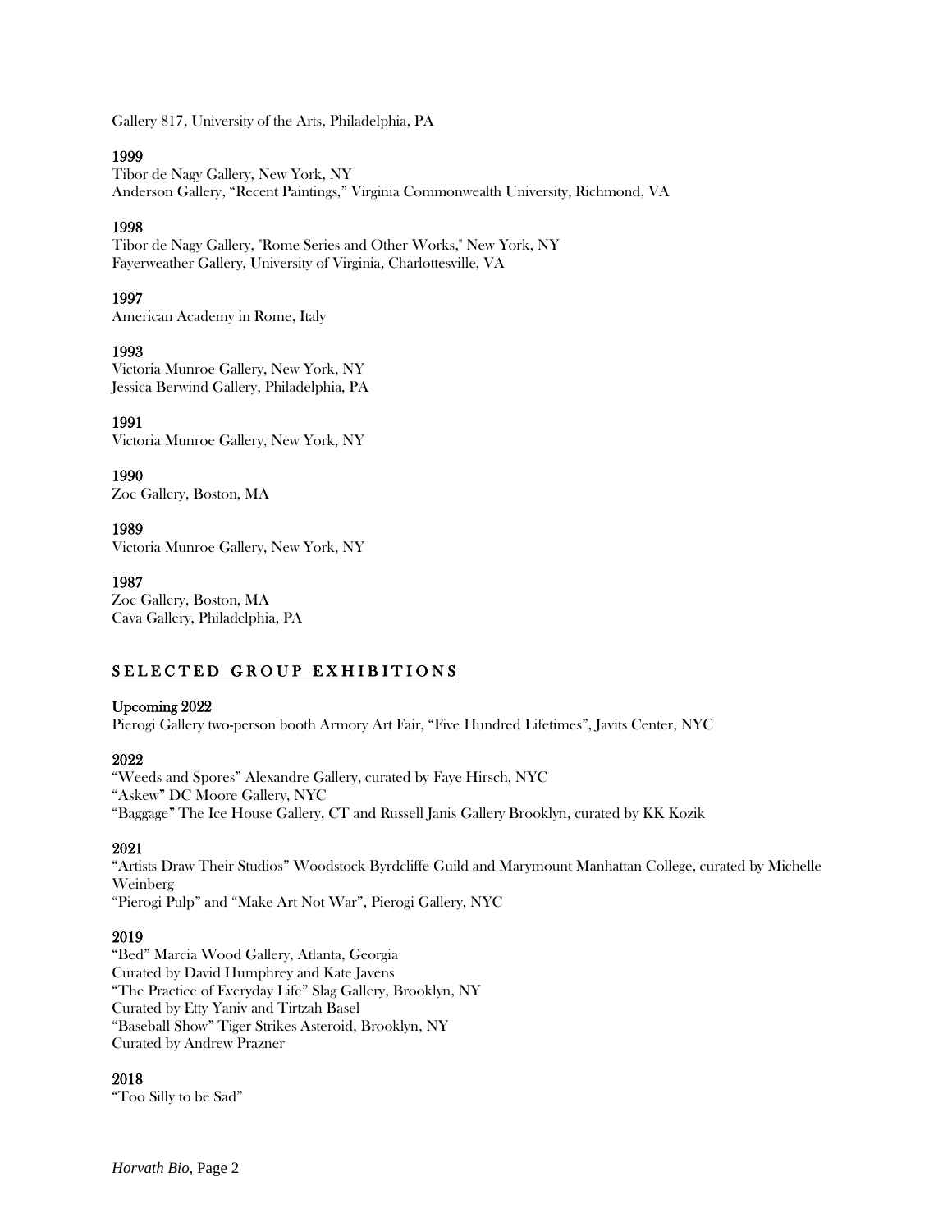Gallery 817, University of the Arts, Philadelphia, PA

**1999**
Tibor de Nagy Gallery, New York, NY
Anderson Gallery, "Recent Paintings," Virginia Commonwealth University, Richmond, VA

**1998**
Tibor de Nagy Gallery, "Rome Series and Other Works," New York, NY
Fayerweather Gallery, University of Virginia, Charlottesville, VA

**1997**
American Academy in Rome, Italy

**1993**
Victoria Munroe Gallery, New York, NY
Jessica Berwind Gallery, Philadelphia, PA

**1991**
Victoria Munroe Gallery, New York, NY

**1990**
Zoe Gallery, Boston, MA

**1989**
Victoria Munroe Gallery, New York, NY

**1987**
Zoe Gallery, Boston, MA
Cava Gallery, Philadelphia, PA

## SELECTED GROUP EXHIBITIONS

**Upcoming 2022**
Pierogi Gallery two-person booth Armory Art Fair, "Five Hundred Lifetimes", Javits Center, NYC

**2022**
"Weeds and Spores" Alexandre Gallery, curated by Faye Hirsch, NYC
"Askew" DC Moore Gallery, NYC
"Baggage" The Ice House Gallery, CT and Russell Janis Gallery Brooklyn, curated by KK Kozik

**2021**
"Artists Draw Their Studios" Woodstock Byrdcliffe Guild and Marymount Manhattan College, curated by Michelle Weinberg
"Pierogi Pulp" and "Make Art Not War", Pierogi Gallery, NYC

**2019**
"Bed" Marcia Wood Gallery, Atlanta, Georgia
Curated by David Humphrey and Kate Javens
"The Practice of Everyday Life" Slag Gallery, Brooklyn, NY
Curated by Etty Yaniv and Tirtzah Basel
"Baseball Show" Tiger Strikes Asteroid, Brooklyn, NY
Curated by Andrew Prazner

**2018**
"Too Silly to be Sad"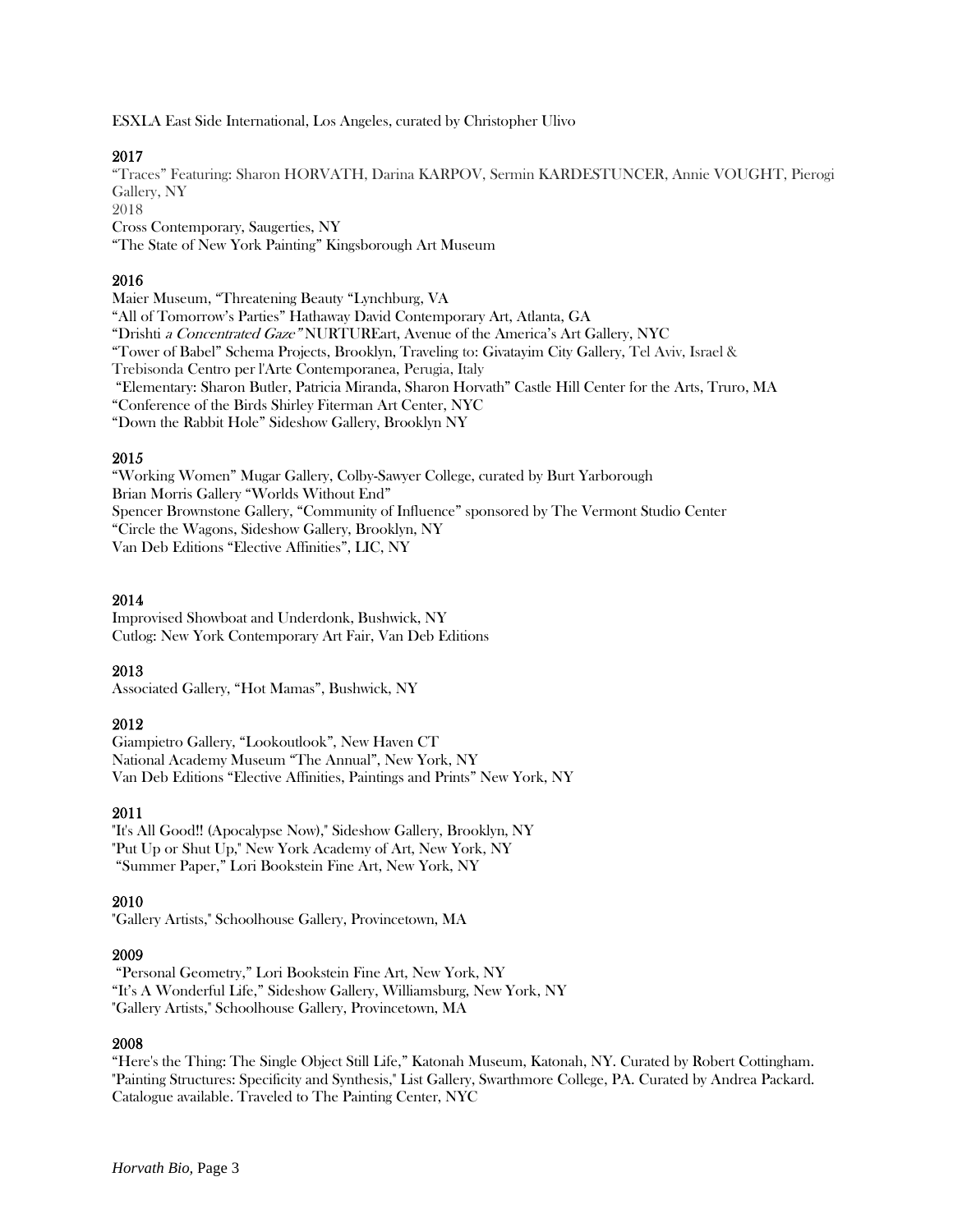ESXLA East Side International, Los Angeles, curated by Christopher Ulivo

**2017**

"Traces" Featuring: Sharon HORVATH, Darina KARPOV, Sermin KARDESTUNCER, Annie VOUGHT, Pierogi Gallery, NY

2018

Cross Contemporary, Saugerties, NY

"The State of New York Painting" Kingsborough Art Museum

**2016**

Maier Museum, "Threatening Beauty "Lynchburg, VA

"All of Tomorrow's Parties" Hathaway David Contemporary Art, Atlanta, GA

"Drishti *a Concentrated Gaze"* NURTUREart, Avenue of the America's Art Gallery, NYC

"Tower of Babel" Schema Projects, Brooklyn, Traveling to: Givatayim City Gallery, Tel Aviv, Israel & Trebisonda Centro per l'Arte Contemporanea, Perugia, Italy

"Elementary: Sharon Butler, Patricia Miranda, Sharon Horvath" Castle Hill Center for the Arts, Truro, MA

"Conference of the Birds Shirley Fiterman Art Center, NYC

"Down the Rabbit Hole" Sideshow Gallery, Brooklyn NY

**2015**

"Working Women" Mugar Gallery, Colby-Sawyer College, curated by Burt Yarborough

Brian Morris Gallery "Worlds Without End"

Spencer Brownstone Gallery, "Community of Influence" sponsored by The Vermont Studio Center

"Circle the Wagons, Sideshow Gallery, Brooklyn, NY

Van Deb Editions "Elective Affinities", LIC, NY

**2014**

Improvised Showboat and Underdonk, Bushwick, NY

Cutlog: New York Contemporary Art Fair, Van Deb Editions

**2013**

Associated Gallery, "Hot Mamas", Bushwick, NY

**2012**

Giampietro Gallery, "Lookoutlook", New Haven CT

National Academy Museum "The Annual", New York, NY

Van Deb Editions "Elective Affinities, Paintings and Prints" New York, NY

**2011**

"It's All Good!! (Apocalypse Now)," Sideshow Gallery, Brooklyn, NY

"Put Up or Shut Up," New York Academy of Art, New York, NY

"Summer Paper," Lori Bookstein Fine Art, New York, NY

**2010**

"Gallery Artists," Schoolhouse Gallery, Provincetown, MA

**2009**

"Personal Geometry," Lori Bookstein Fine Art, New York, NY

"It's A Wonderful Life," Sideshow Gallery, Williamsburg, New York, NY

"Gallery Artists," Schoolhouse Gallery, Provincetown, MA

**2008**

"Here's the Thing: The Single Object Still Life," Katonah Museum, Katonah, NY. Curated by Robert Cottingham.

"Painting Structures: Specificity and Synthesis," List Gallery, Swarthmore College, PA. Curated by Andrea Packard. Catalogue available. Traveled to The Painting Center, NYC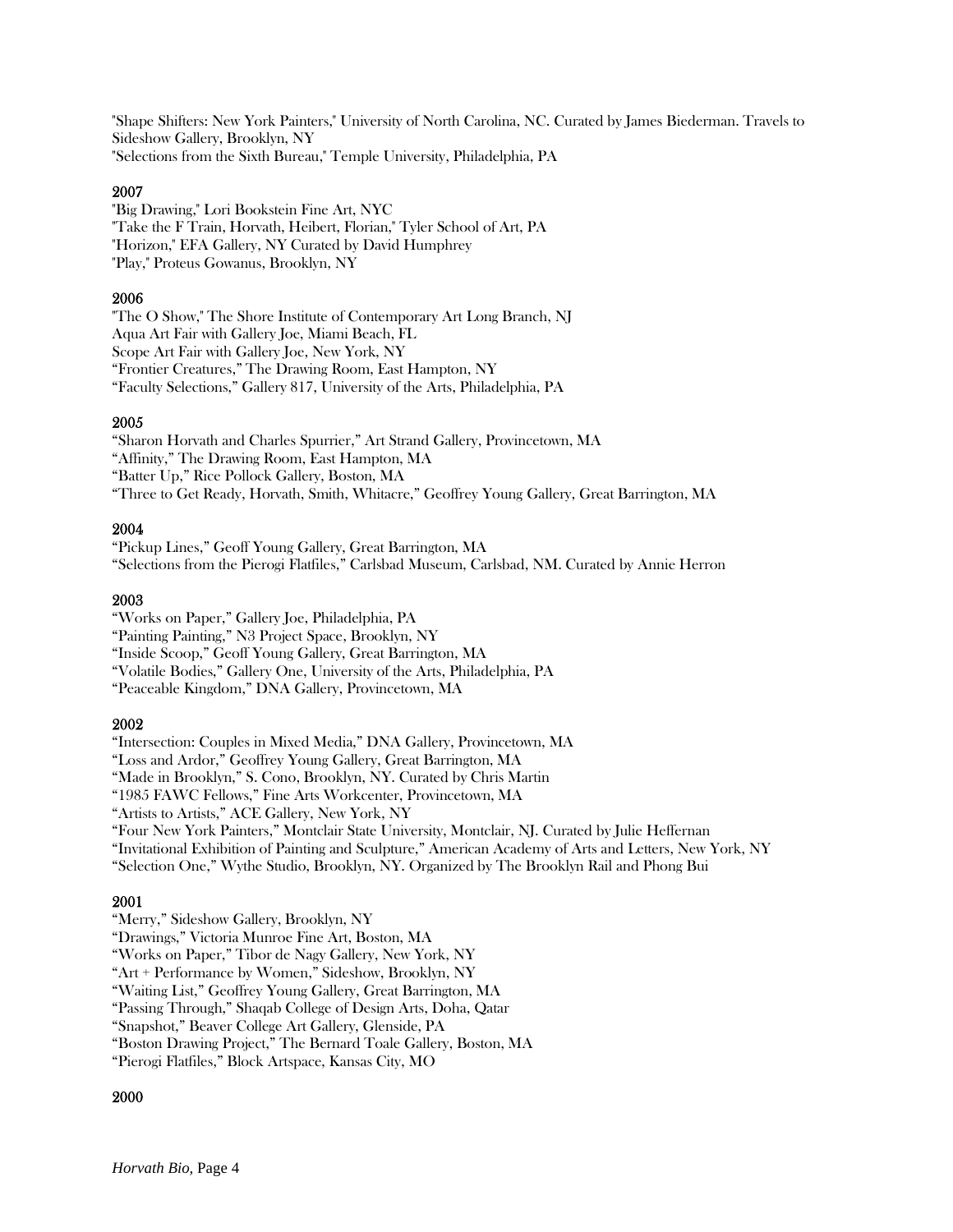"Shape Shifters: New York Painters," University of North Carolina, NC. Curated by James Biederman. Travels to Sideshow Gallery, Brooklyn, NY
"Selections from the Sixth Bureau," Temple University, Philadelphia, PA

**2007**

"Big Drawing," Lori Bookstein Fine Art, NYC
"Take the F Train, Horvath, Heibert, Florian," Tyler School of Art, PA
"Horizon," EFA Gallery, NY Curated by David Humphrey
"Play," Proteus Gowanus, Brooklyn, NY

**2006**

"The O Show," The Shore Institute of Contemporary Art Long Branch, NJ
Aqua Art Fair with Gallery Joe, Miami Beach, FL
Scope Art Fair with Gallery Joe, New York, NY
"Frontier Creatures," The Drawing Room, East Hampton, NY
"Faculty Selections," Gallery 817, University of the Arts, Philadelphia, PA

**2005**

"Sharon Horvath and Charles Spurrier," Art Strand Gallery, Provincetown, MA
"Affinity," The Drawing Room, East Hampton, MA
"Batter Up," Rice Pollock Gallery, Boston, MA
"Three to Get Ready, Horvath, Smith, Whitacre," Geoffrey Young Gallery, Great Barrington, MA

**2004**

"Pickup Lines," Geoff Young Gallery, Great Barrington, MA
"Selections from the Pierogi Flatfiles," Carlsbad Museum, Carlsbad, NM. Curated by Annie Herron

**2003**

"Works on Paper," Gallery Joe, Philadelphia, PA
"Painting Painting," N3 Project Space, Brooklyn, NY
"Inside Scoop," Geoff Young Gallery, Great Barrington, MA
"Volatile Bodies," Gallery One, University of the Arts, Philadelphia, PA
"Peaceable Kingdom," DNA Gallery, Provincetown, MA

**2002**

"Intersection: Couples in Mixed Media," DNA Gallery, Provincetown, MA
"Loss and Ardor," Geoffrey Young Gallery, Great Barrington, MA
"Made in Brooklyn," S. Cono, Brooklyn, NY. Curated by Chris Martin
"1985 FAWC Fellows," Fine Arts Workcenter, Provincetown, MA
"Artists to Artists," ACE Gallery, New York, NY
"Four New York Painters," Montclair State University, Montclair, NJ. Curated by Julie Heffernan
"Invitational Exhibition of Painting and Sculpture," American Academy of Arts and Letters, New York, NY
"Selection One," Wythe Studio, Brooklyn, NY. Organized by The Brooklyn Rail and Phong Bui

**2001**

"Merry," Sideshow Gallery, Brooklyn, NY
"Drawings," Victoria Munroe Fine Art, Boston, MA
"Works on Paper," Tibor de Nagy Gallery, New York, NY
"Art + Performance by Women," Sideshow, Brooklyn, NY
"Waiting List," Geoffrey Young Gallery, Great Barrington, MA
"Passing Through," Shaqab College of Design Arts, Doha, Qatar
"Snapshot," Beaver College Art Gallery, Glenside, PA
"Boston Drawing Project," The Bernard Toale Gallery, Boston, MA
"Pierogi Flatfiles," Block Artspace, Kansas City, MO

**2000**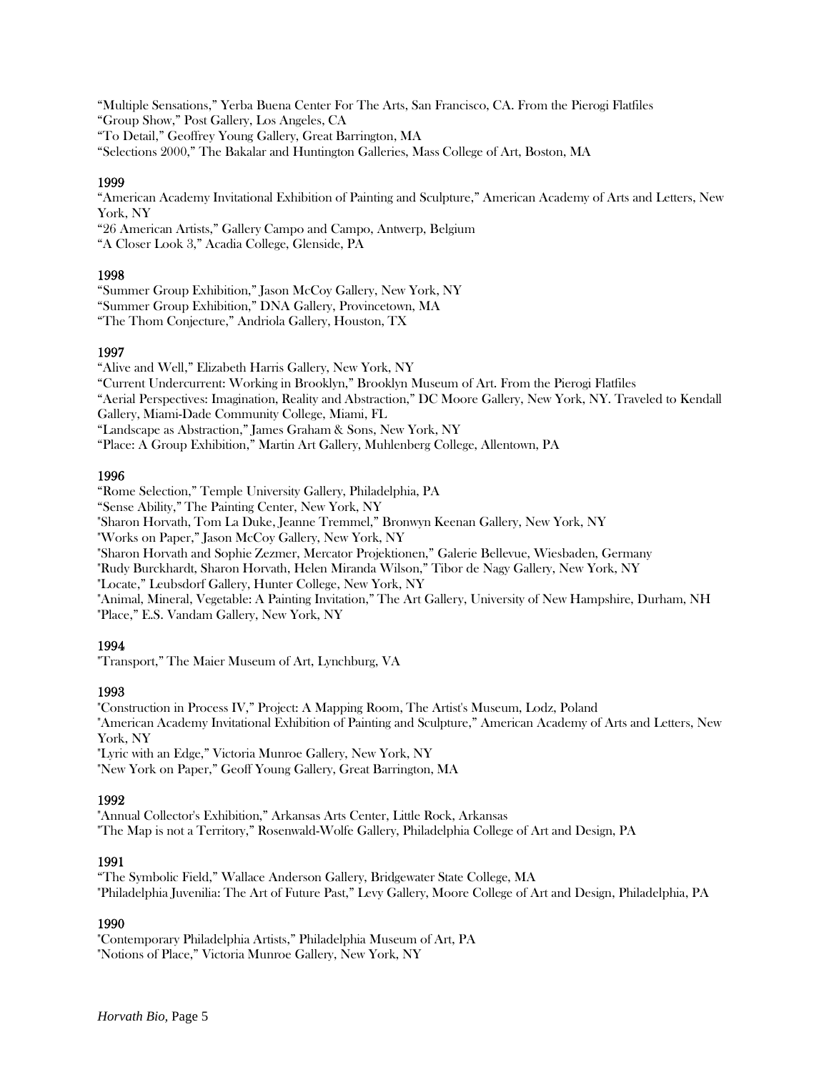"Multiple Sensations," Yerba Buena Center For The Arts, San Francisco, CA. From the Pierogi Flatfiles
"Group Show," Post Gallery, Los Angeles, CA
"To Detail," Geoffrey Young Gallery, Great Barrington, MA
"Selections 2000," The Bakalar and Huntington Galleries, Mass College of Art, Boston, MA

### 1999

"American Academy Invitational Exhibition of Painting and Sculpture," American Academy of Arts and Letters, New York, NY
"26 American Artists," Gallery Campo and Campo, Antwerp, Belgium
"A Closer Look 3," Acadia College, Glenside, PA

### 1998

"Summer Group Exhibition," Jason McCoy Gallery, New York, NY
"Summer Group Exhibition," DNA Gallery, Provincetown, MA
"The Thom Conjecture," Andriola Gallery, Houston, TX

### 1997

"Alive and Well," Elizabeth Harris Gallery, New York, NY
"Current Undercurrent: Working in Brooklyn," Brooklyn Museum of Art. From the Pierogi Flatfiles
"Aerial Perspectives: Imagination, Reality and Abstraction," DC Moore Gallery, New York, NY. Traveled to Kendall Gallery, Miami-Dade Community College, Miami, FL
"Landscape as Abstraction," James Graham & Sons, New York, NY
"Place: A Group Exhibition," Martin Art Gallery, Muhlenberg College, Allentown, PA

### 1996

"Rome Selection," Temple University Gallery, Philadelphia, PA
"Sense Ability," The Painting Center, New York, NY
"Sharon Horvath, Tom La Duke, Jeanne Tremmel," Bronwyn Keenan Gallery, New York, NY
"Works on Paper," Jason McCoy Gallery, New York, NY
"Sharon Horvath and Sophie Zezmer, Mercator Projektionen," Galerie Bellevue, Wiesbaden, Germany
"Rudy Burckhardt, Sharon Horvath, Helen Miranda Wilson," Tibor de Nagy Gallery, New York, NY
"Locate," Leubsdorf Gallery, Hunter College, New York, NY
"Animal, Mineral, Vegetable: A Painting Invitation," The Art Gallery, University of New Hampshire, Durham, NH
"Place," E.S. Vandam Gallery, New York, NY

### 1994

"Transport," The Maier Museum of Art, Lynchburg, VA

### 1993

"Construction in Process IV," Project: A Mapping Room, The Artist's Museum, Lodz, Poland
"American Academy Invitational Exhibition of Painting and Sculpture," American Academy of Arts and Letters, New York, NY
"Lyric with an Edge," Victoria Munroe Gallery, New York, NY
"New York on Paper," Geoff Young Gallery, Great Barrington, MA

### 1992

"Annual Collector's Exhibition," Arkansas Arts Center, Little Rock, Arkansas
"The Map is not a Territory," Rosenwald-Wolfe Gallery, Philadelphia College of Art and Design, PA

### 1991

"The Symbolic Field," Wallace Anderson Gallery, Bridgewater State College, MA
"Philadelphia Juvenilia: The Art of Future Past," Levy Gallery, Moore College of Art and Design, Philadelphia, PA

### 1990

"Contemporary Philadelphia Artists," Philadelphia Museum of Art, PA
"Notions of Place," Victoria Munroe Gallery, New York, NY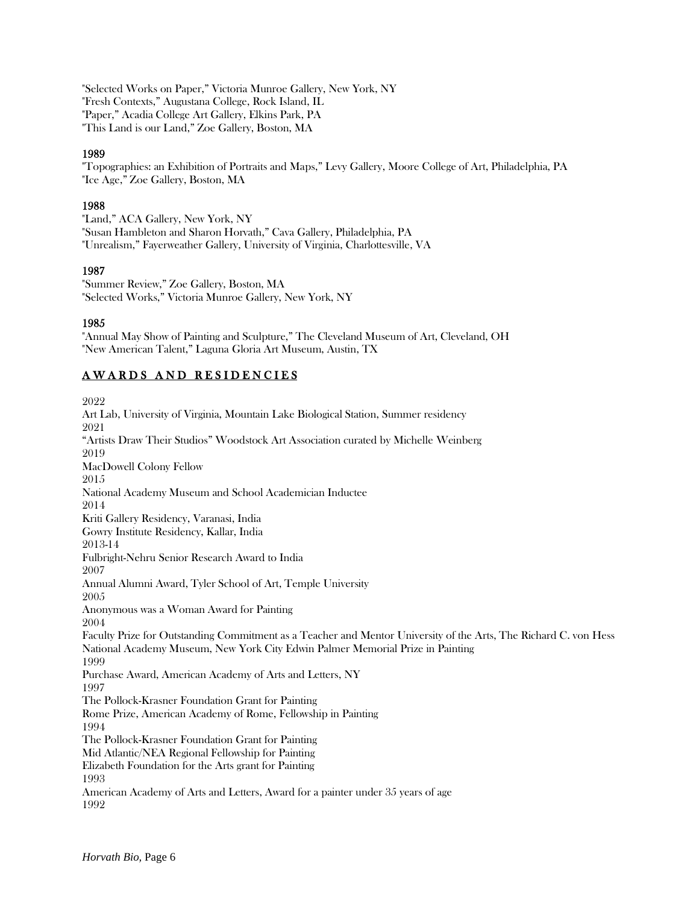"Selected Works on Paper," Victoria Munroe Gallery, New York, NY
"Fresh Contexts," Augustana College, Rock Island, IL
"Paper," Acadia College Art Gallery, Elkins Park, PA
"This Land is our Land," Zoe Gallery, Boston, MA

**1989**

"Topographies: an Exhibition of Portraits and Maps," Levy Gallery, Moore College of Art, Philadelphia, PA
"Ice Age," Zoe Gallery, Boston, MA

**1988**

"Land," ACA Gallery, New York, NY
"Susan Hambleton and Sharon Horvath," Cava Gallery, Philadelphia, PA
"Unrealism," Fayerweather Gallery, University of Virginia, Charlottesville, VA

**1987**

"Summer Review," Zoe Gallery, Boston, MA
"Selected Works," Victoria Munroe Gallery, New York, NY

**1985**

"Annual May Show of Painting and Sculpture," The Cleveland Museum of Art, Cleveland, OH
"New American Talent," Laguna Gloria Art Museum, Austin, TX

## AWARDS AND RESIDENCIES

2022
Art Lab, University of Virginia, Mountain Lake Biological Station, Summer residency
2021
"Artists Draw Their Studios" Woodstock Art Association curated by Michelle Weinberg
2019
MacDowell Colony Fellow
2015
National Academy Museum and School Academician Inductee
2014
Kriti Gallery Residency, Varanasi, India
Gowry Institute Residency, Kallar, India
2013-14
Fulbright-Nehru Senior Research Award to India
2007
Annual Alumni Award, Tyler School of Art, Temple University
2005
Anonymous was a Woman Award for Painting
2004
Faculty Prize for Outstanding Commitment as a Teacher and Mentor University of the Arts, The Richard C. von Hess
National Academy Museum, New York City Edwin Palmer Memorial Prize in Painting
1999
Purchase Award, American Academy of Arts and Letters, NY
1997
The Pollock-Krasner Foundation Grant for Painting
Rome Prize, American Academy of Rome, Fellowship in Painting
1994
The Pollock-Krasner Foundation Grant for Painting
Mid Atlantic/NEA Regional Fellowship for Painting
Elizabeth Foundation for the Arts grant for Painting
1993
American Academy of Arts and Letters, Award for a painter under 35 years of age
1992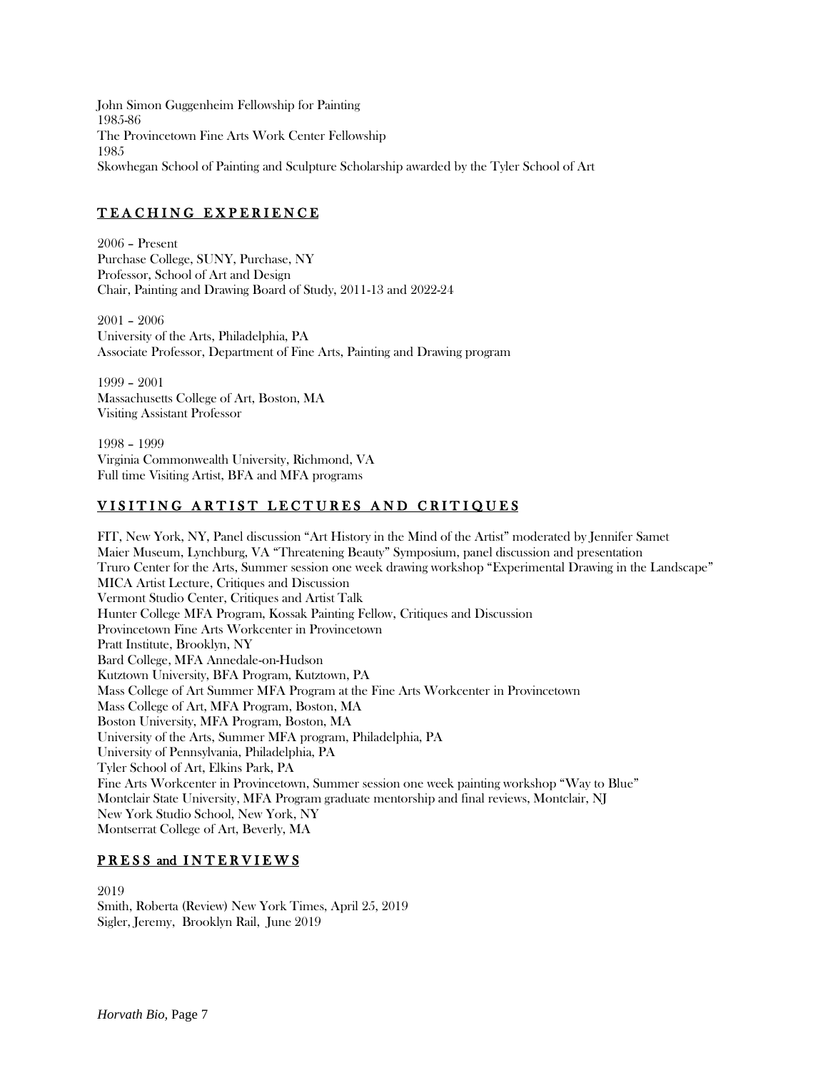John Simon Guggenheim Fellowship for Painting
1985-86
The Provincetown Fine Arts Work Center Fellowship
1985
Skowhegan School of Painting and Sculpture Scholarship awarded by the Tyler School of Art

## TEACHING EXPERIENCE

2006 – Present
Purchase College, SUNY, Purchase, NY
Professor, School of Art and Design
Chair, Painting and Drawing Board of Study, 2011-13 and 2022-24

2001 – 2006
University of the Arts, Philadelphia, PA
Associate Professor, Department of Fine Arts, Painting and Drawing program

1999 – 2001
Massachusetts College of Art, Boston, MA
Visiting Assistant Professor

1998 – 1999
Virginia Commonwealth University, Richmond, VA
Full time Visiting Artist, BFA and MFA programs

## VISITING ARTIST LECTURES AND CRITIQUES

FIT, New York, NY, Panel discussion "Art History in the Mind of the Artist" moderated by Jennifer Samet
Maier Museum, Lynchburg, VA "Threatening Beauty" Symposium, panel discussion and presentation
Truro Center for the Arts, Summer session one week drawing workshop "Experimental Drawing in the Landscape"
MICA Artist Lecture, Critiques and Discussion
Vermont Studio Center, Critiques and Artist Talk
Hunter College MFA Program, Kossak Painting Fellow, Critiques and Discussion
Provincetown Fine Arts Workcenter in Provincetown
Pratt Institute, Brooklyn, NY
Bard College, MFA Annedale-on-Hudson
Kutztown University, BFA Program, Kutztown, PA
Mass College of Art Summer MFA Program at the Fine Arts Workcenter in Provincetown
Mass College of Art, MFA Program, Boston, MA
Boston University, MFA Program, Boston, MA
University of the Arts, Summer MFA program, Philadelphia, PA
University of Pennsylvania, Philadelphia, PA
Tyler School of Art, Elkins Park, PA
Fine Arts Workcenter in Provincetown, Summer session one week painting workshop "Way to Blue"
Montclair State University, MFA Program graduate mentorship and final reviews, Montclair, NJ
New York Studio School, New York, NY
Montserrat College of Art, Beverly, MA

## PRESS and INTERVIEWS

2019
Smith, Roberta (Review) New York Times, April 25, 2019
Sigler, Jeremy, Brooklyn Rail, June 2019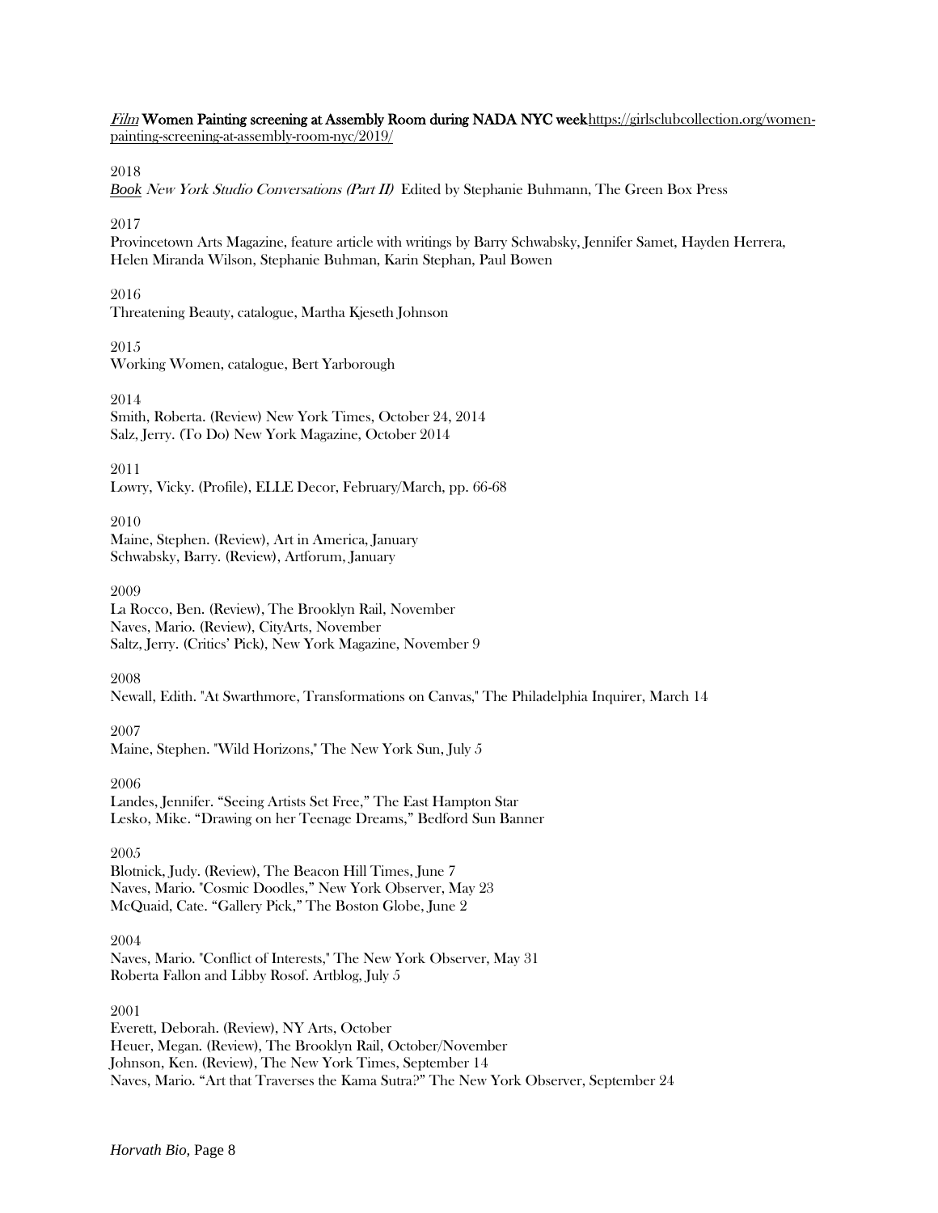*Film* **Women Painting screening at Assembly Room during NADA NYC week**https://girlsclubcollection.org/women-painting-screening-at-assembly-room-nyc/2019/

2018

*Book* *New York Studio Conversations (Part II)* Edited by Stephanie Buhmann, The Green Box Press

2017

Provincetown Arts Magazine, feature article with writings by Barry Schwabsky, Jennifer Samet, Hayden Herrera, Helen Miranda Wilson, Stephanie Buhman, Karin Stephan, Paul Bowen

2016

Threatening Beauty, catalogue, Martha Kjeseth Johnson

2015

Working Women, catalogue, Bert Yarborough

2014

Smith, Roberta. (Review) New York Times, October 24, 2014
Salz, Jerry. (To Do) New York Magazine, October 2014

2011

Lowry, Vicky. (Profile), ELLE Decor, February/March, pp. 66-68

2010

Maine, Stephen. (Review), Art in America, January
Schwabsky, Barry. (Review), Artforum, January

2009

La Rocco, Ben. (Review), The Brooklyn Rail, November
Naves, Mario. (Review), CityArts, November
Saltz, Jerry. (Critics' Pick), New York Magazine, November 9

2008

Newall, Edith. "At Swarthmore, Transformations on Canvas," The Philadelphia Inquirer, March 14

2007

Maine, Stephen. "Wild Horizons," The New York Sun, July 5

2006

Landes, Jennifer. "Seeing Artists Set Free," The East Hampton Star
Lesko, Mike. "Drawing on her Teenage Dreams," Bedford Sun Banner

2005

Blotnick, Judy. (Review), The Beacon Hill Times, June 7
Naves, Mario. "Cosmic Doodles," New York Observer, May 23
McQuaid, Cate. "Gallery Pick," The Boston Globe, June 2

2004

Naves, Mario. "Conflict of Interests," The New York Observer, May 31
Roberta Fallon and Libby Rosof. Artblog, July 5

2001

Everett, Deborah. (Review), NY Arts, October
Heuer, Megan. (Review), The Brooklyn Rail, October/November
Johnson, Ken. (Review), The New York Times, September 14
Naves, Mario. "Art that Traverses the Kama Sutra?" The New York Observer, September 24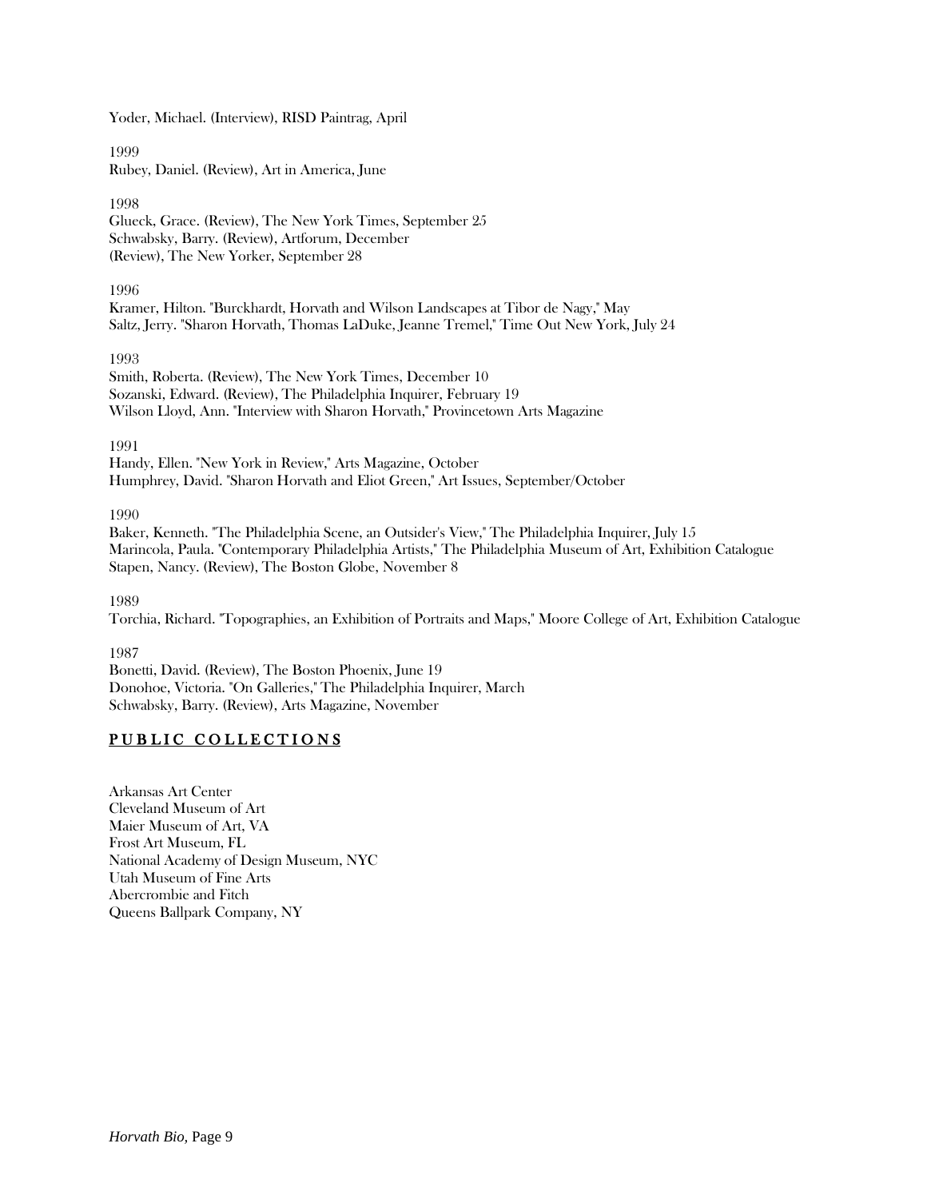Yoder, Michael. (Interview), RISD Paintrag, April

1999

Rubey, Daniel. (Review), Art in America, June

1998

Glueck, Grace. (Review), The New York Times, September 25
Schwabsky, Barry. (Review), Artforum, December
(Review), The New Yorker, September 28

1996

Kramer, Hilton. "Burckhardt, Horvath and Wilson Landscapes at Tibor de Nagy," May
Saltz, Jerry. "Sharon Horvath, Thomas LaDuke, Jeanne Tremel," Time Out New York, July 24

1993

Smith, Roberta. (Review), The New York Times, December 10
Sozanski, Edward. (Review), The Philadelphia Inquirer, February 19
Wilson Lloyd, Ann. "Interview with Sharon Horvath," Provincetown Arts Magazine

1991

Handy, Ellen. "New York in Review," Arts Magazine, October
Humphrey, David. "Sharon Horvath and Eliot Green," Art Issues, September/October

1990

Baker, Kenneth. "The Philadelphia Scene, an Outsider's View," The Philadelphia Inquirer, July 15
Marincola, Paula. "Contemporary Philadelphia Artists," The Philadelphia Museum of Art, Exhibition Catalogue
Stapen, Nancy. (Review), The Boston Globe, November 8

1989

Torchia, Richard. "Topographies, an Exhibition of Portraits and Maps," Moore College of Art, Exhibition Catalogue

1987

Bonetti, David. (Review), The Boston Phoenix, June 19
Donohoe, Victoria. "On Galleries," The Philadelphia Inquirer, March
Schwabsky, Barry. (Review), Arts Magazine, November

## PUBLIC COLLECTIONS

Arkansas Art Center
Cleveland Museum of Art
Maier Museum of Art, VA
Frost Art Museum, FL
National Academy of Design Museum, NYC
Utah Museum of Fine Arts
Abercrombie and Fitch
Queens Ballpark Company, NY